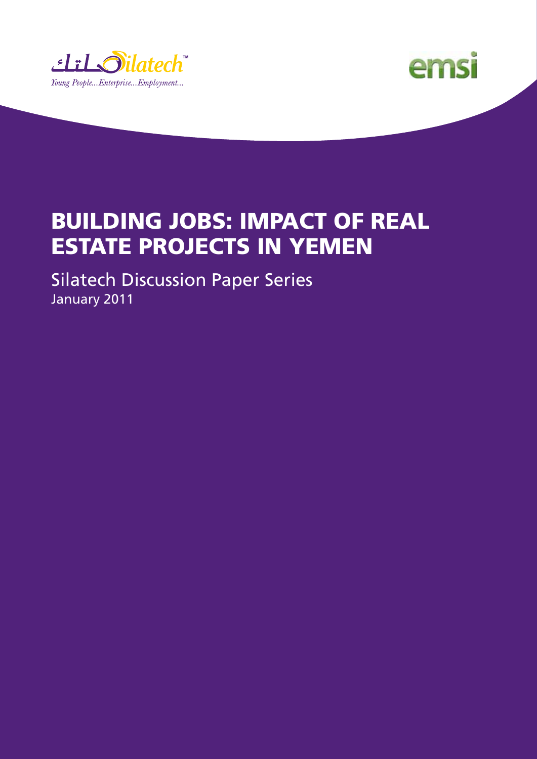Silatech™

*Young People...Enterprise...Employment...*

emsi

# BUILDING JOBS: IMPACT OF REAL ESTATE PROJECTS IN YEMEN

## Silatech Discussion Paper Series

January 2011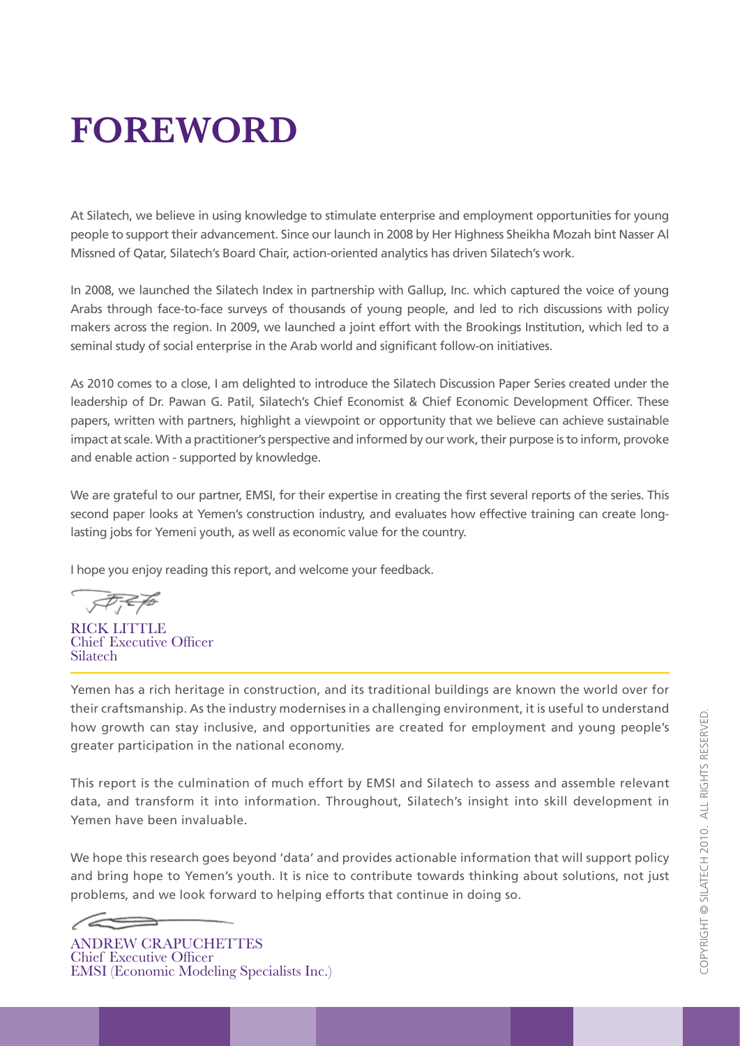# FOREWORD

At Silatech, we believe in using knowledge to stimulate enterprise and employment opportunities for young people to support their advancement. Since our launch in 2008 by Her Highness Sheikha Mozah bint Nasser Al Missned of Qatar, Silatech's Board Chair, action-oriented analytics has driven Silatech's work.

In 2008, we launched the Silatech Index in partnership with Gallup, Inc. which captured the voice of young Arabs through face-to-face surveys of thousands of young people, and led to rich discussions with policy makers across the region. In 2009, we launched a joint effort with the Brookings Institution, which led to a seminal study of social enterprise in the Arab world and significant follow-on initiatives.

As 2010 comes to a close, I am delighted to introduce the Silatech Discussion Paper Series created under the leadership of Dr. Pawan G. Patil, Silatech's Chief Economist & Chief Economic Development Officer. These papers, written with partners, highlight a viewpoint or opportunity that we believe can achieve sustainable impact at scale. With a practitioner's perspective and informed by our work, their purpose is to inform, provoke and enable action - supported by knowledge.

We are grateful to our partner, EMSI, for their expertise in creating the first several reports of the series. This second paper looks at Yemen's construction industry, and evaluates how effective training can create long-lasting jobs for Yemeni youth, as well as economic value for the country.

I hope you enjoy reading this report, and welcome your feedback.

RICK LITTLE
Chief Executive Officer
Silatech

---

Yemen has a rich heritage in construction, and its traditional buildings are known the world over for their craftsmanship. As the industry modernises in a challenging environment, it is useful to understand how growth can stay inclusive, and opportunities are created for employment and young people's greater participation in the national economy.

This report is the culmination of much effort by EMSI and Silatech to assess and assemble relevant data, and transform it into information. Throughout, Silatech's insight into skill development in Yemen have been invaluable.

We hope this research goes beyond 'data' and provides actionable information that will support policy and bring hope to Yemen's youth. It is nice to contribute towards thinking about solutions, not just problems, and we look forward to helping efforts that continue in doing so.

ANDREW CRAPUCHETTES
Chief Executive Officer
EMSI (Economic Modeling Specialists Inc.)

COPYRIGHT © SILATECH 2010. ALL RIGHTS RESERVED.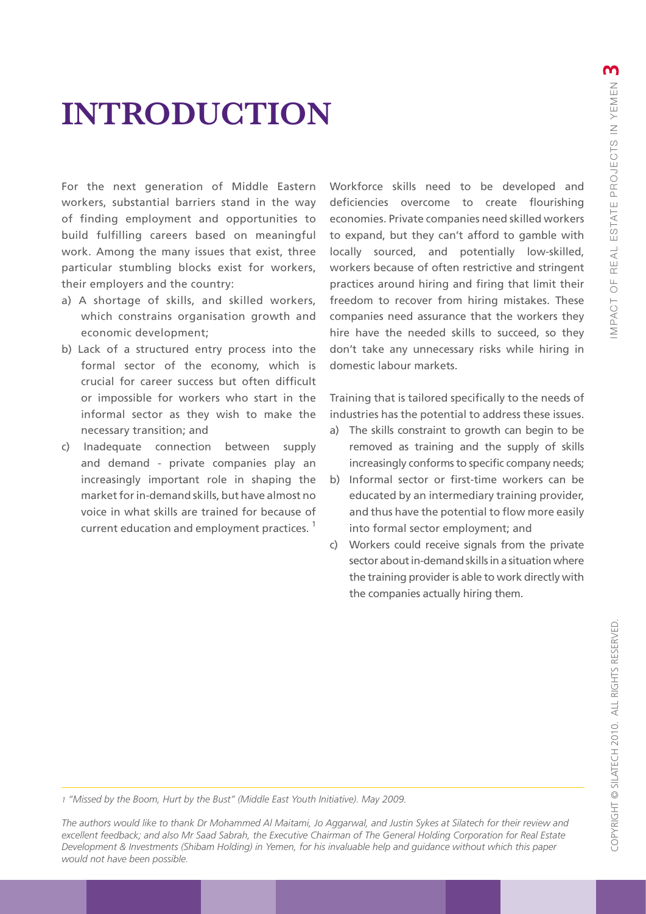# INTRODUCTION

For the next generation of Middle Eastern workers, substantial barriers stand in the way of finding employment and opportunities to build fulfilling careers based on meaningful work. Among the many issues that exist, three particular stumbling blocks exist for workers, their employers and the country:

a) A shortage of skills, and skilled workers, which constrains organisation growth and economic development;
b) Lack of a structured entry process into the formal sector of the economy, which is crucial for career success but often difficult or impossible for workers who start in the informal sector as they wish to make the necessary transition; and
c) Inadequate connection between supply and demand - private companies play an increasingly important role in shaping the market for in-demand skills, but have almost no voice in what skills are trained for because of current education and employment practices. [1]

Workforce skills need to be developed and deficiencies overcome to create flourishing economies. Private companies need skilled workers to expand, but they can't afford to gamble with locally sourced, and potentially low-skilled, workers because of often restrictive and stringent practices around hiring and firing that limit their freedom to recover from hiring mistakes. These companies need assurance that the workers they hire have the needed skills to succeed, so they don't take any unnecessary risks while hiring in domestic labour markets.

Training that is tailored specifically to the needs of industries has the potential to address these issues.

a) The skills constraint to growth can begin to be removed as training and the supply of skills increasingly conforms to specific company needs;
b) Informal sector or first-time workers can be educated by an intermediary training provider, and thus have the potential to flow more easily into formal sector employment; and
c) Workers could receive signals from the private sector about in-demand skills in a situation where the training provider is able to work directly with the companies actually hiring them.

---

[1] *"Missed by the Boom, Hurt by the Bust" (Middle East Youth Initiative). May 2009.*

*The authors would like to thank Dr Mohammed Al Maitami, Jo Aggarwal, and Justin Sykes at Silatech for their review and excellent feedback; and also Mr Saad Sabrah, the Executive Chairman of The General Holding Corporation for Real Estate Development & Investments (Shibam Holding) in Yemen, for his invaluable help and guidance without which this paper would not have been possible.*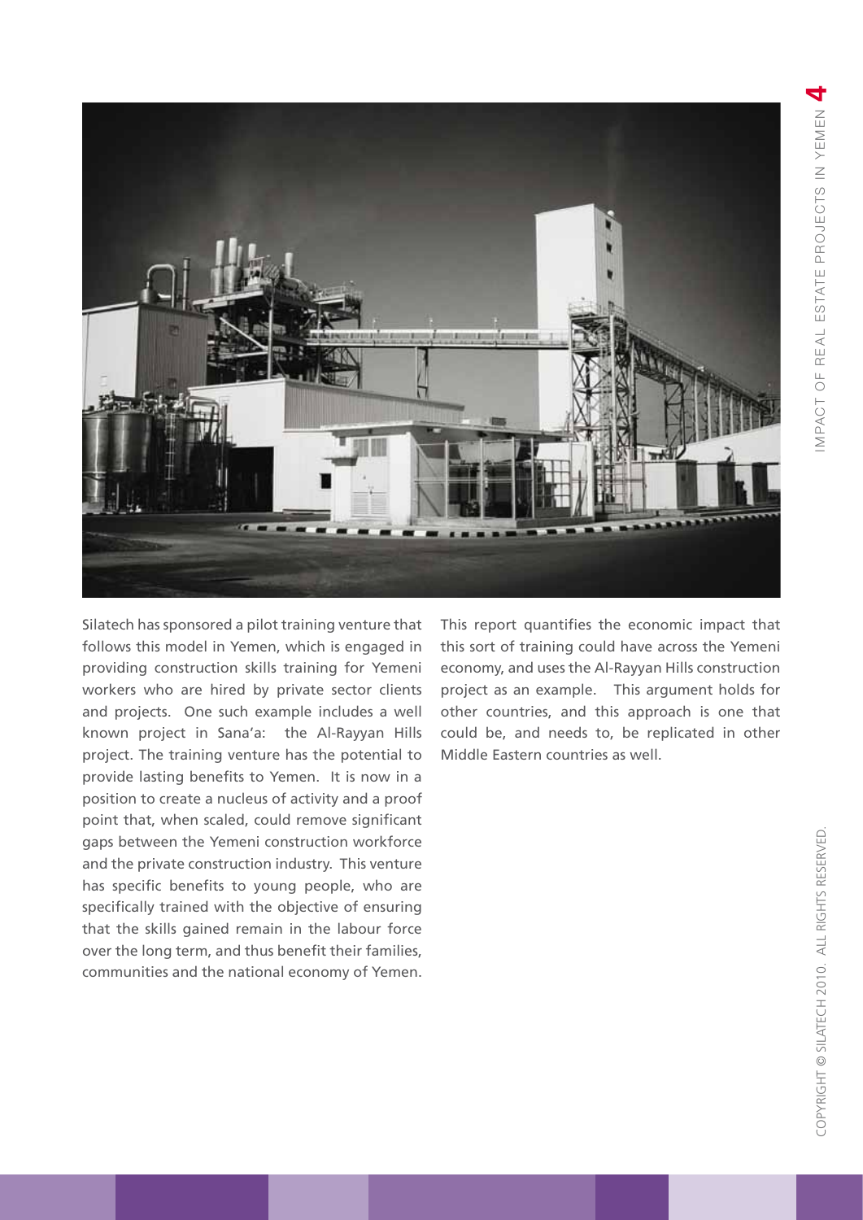Silatech has sponsored a pilot training venture that follows this model in Yemen, which is engaged in providing construction skills training for Yemeni workers who are hired by private sector clients and projects. One such example includes a well known project in Sana'a: the Al-Rayyan Hills project. The training venture has the potential to provide lasting benefits to Yemen. It is now in a position to create a nucleus of activity and a proof point that, when scaled, could remove significant gaps between the Yemeni construction workforce and the private construction industry. This venture has specific benefits to young people, who are specifically trained with the objective of ensuring that the skills gained remain in the labour force over the long term, and thus benefit their families, communities and the national economy of Yemen.

This report quantifies the economic impact that this sort of training could have across the Yemeni economy, and uses the Al-Rayyan Hills construction project as an example. This argument holds for other countries, and this approach is one that could be, and needs to, be replicated in other Middle Eastern countries as well.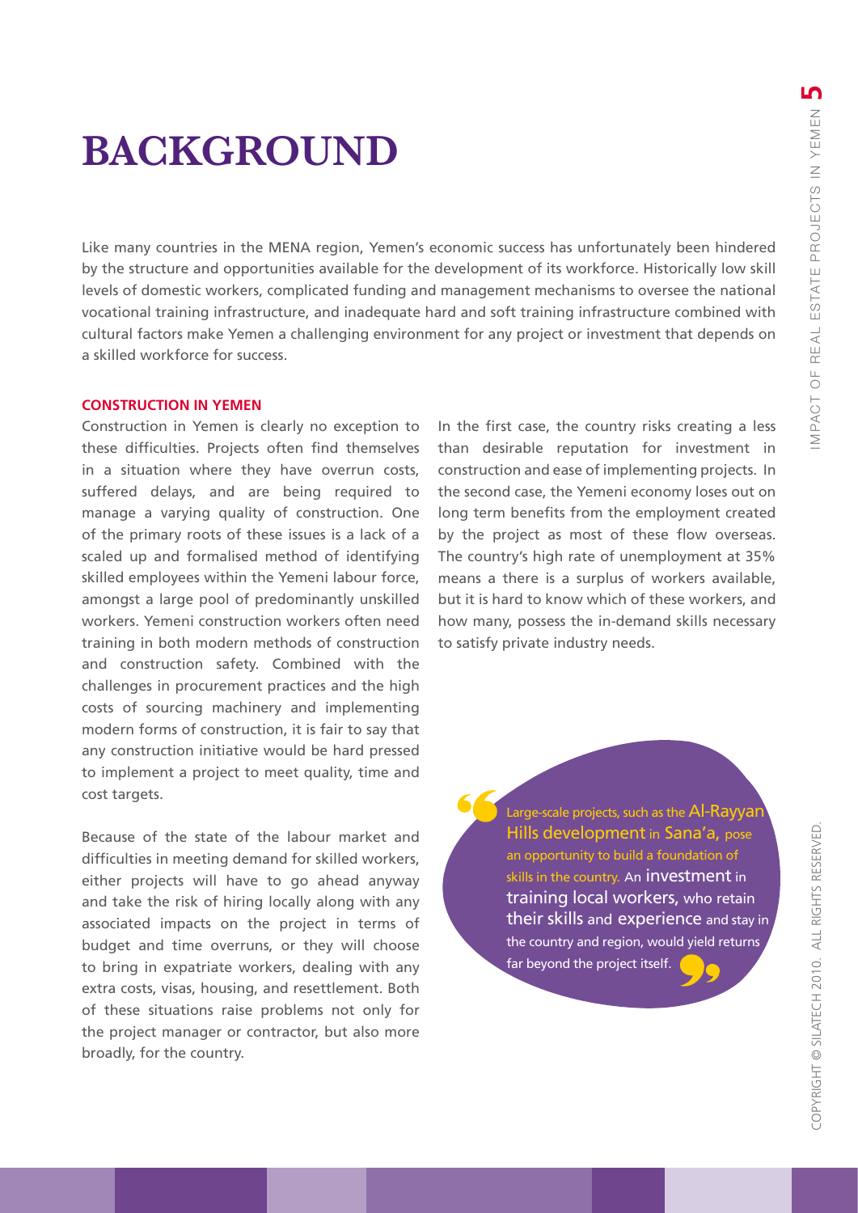# BACKGROUND

Like many countries in the MENA region, Yemen's economic success has unfortunately been hindered by the structure and opportunities available for the development of its workforce. Historically low skill levels of domestic workers, complicated funding and management mechanisms to oversee the national vocational training infrastructure, and inadequate hard and soft training infrastructure combined with cultural factors make Yemen a challenging environment for any project or investment that depends on a skilled workforce for success.

## CONSTRUCTION IN YEMEN

Construction in Yemen is clearly no exception to these difficulties. Projects often find themselves in a situation where they have overrun costs, suffered delays, and are being required to manage a varying quality of construction. One of the primary roots of these issues is a lack of a scaled up and formalised method of identifying skilled employees within the Yemeni labour force, amongst a large pool of predominantly unskilled workers. Yemeni construction workers often need training in both modern methods of construction and construction safety. Combined with the challenges in procurement practices and the high costs of sourcing machinery and implementing modern forms of construction, it is fair to say that any construction initiative would be hard pressed to implement a project to meet quality, time and cost targets.

Because of the state of the labour market and difficulties in meeting demand for skilled workers, either projects will have to go ahead anyway and take the risk of hiring locally along with any associated impacts on the project in terms of budget and time overruns, or they will choose to bring in expatriate workers, dealing with any extra costs, visas, housing, and resettlement. Both of these situations raise problems not only for the project manager or contractor, but also more broadly, for the country.

In the first case, the country risks creating a less than desirable reputation for investment in construction and ease of implementing projects. In the second case, the Yemeni economy loses out on long term benefits from the employment created by the project as most of these flow overseas. The country's high rate of unemployment at 35% means a there is a surplus of workers available, but it is hard to know which of these workers, and how many, possess the in-demand skills necessary to satisfy private industry needs.

> "Large-scale projects, such as the Al-Rayyan Hills development in Sana'a, pose an opportunity to build a foundation of skills in the country. An investment in training local workers, who retain their skills and experience and stay in the country and region, would yield returns far beyond the project itself."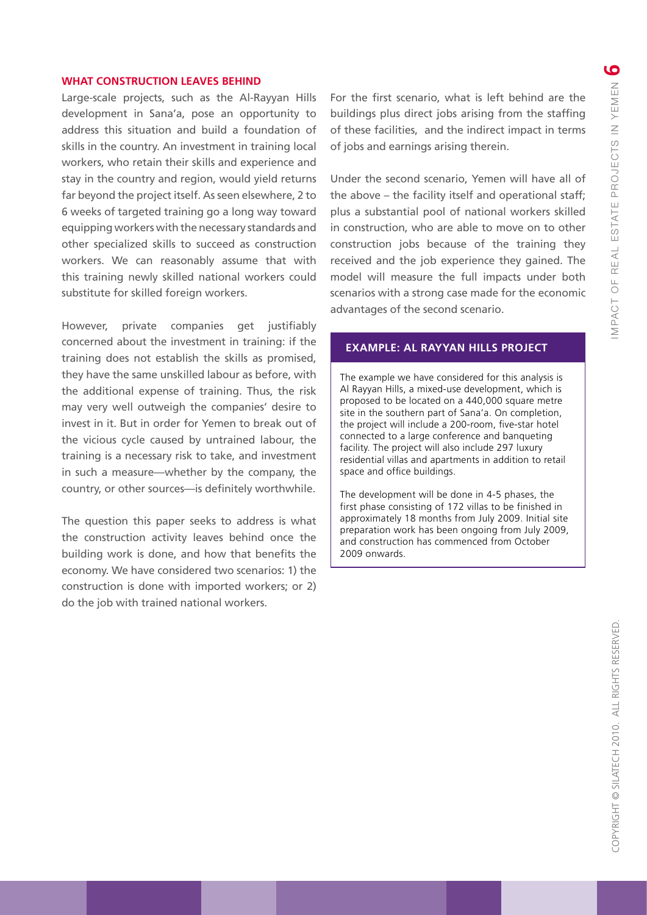## WHAT CONSTRUCTION LEAVES BEHIND

Large-scale projects, such as the Al-Rayyan Hills development in Sana'a, pose an opportunity to address this situation and build a foundation of skills in the country. An investment in training local workers, who retain their skills and experience and stay in the country and region, would yield returns far beyond the project itself. As seen elsewhere, 2 to 6 weeks of targeted training go a long way toward equipping workers with the necessary standards and other specialized skills to succeed as construction workers. We can reasonably assume that with this training newly skilled national workers could substitute for skilled foreign workers.

However, private companies get justifiably concerned about the investment in training: if the training does not establish the skills as promised, they have the same unskilled labour as before, with the additional expense of training. Thus, the risk may very well outweigh the companies' desire to invest in it. But in order for Yemen to break out of the vicious cycle caused by untrained labour, the training is a necessary risk to take, and investment in such a measure—whether by the company, the country, or other sources—is definitely worthwhile.

The question this paper seeks to address is what the construction activity leaves behind once the building work is done, and how that benefits the economy. We have considered two scenarios: 1) the construction is done with imported workers; or 2) do the job with trained national workers.

For the first scenario, what is left behind are the buildings plus direct jobs arising from the staffing of these facilities, and the indirect impact in terms of jobs and earnings arising therein.

Under the second scenario, Yemen will have all of the above – the facility itself and operational staff; plus a substantial pool of national workers skilled in construction, who are able to move on to other construction jobs because of the training they received and the job experience they gained. The model will measure the full impacts under both scenarios with a strong case made for the economic advantages of the second scenario.

### EXAMPLE: AL RAYYAN HILLS PROJECT

The example we have considered for this analysis is Al Rayyan Hills, a mixed-use development, which is proposed to be located on a 440,000 square metre site in the southern part of Sana'a. On completion, the project will include a 200-room, five-star hotel connected to a large conference and banqueting facility. The project will also include 297 luxury residential villas and apartments in addition to retail space and office buildings.

The development will be done in 4-5 phases, the first phase consisting of 172 villas to be finished in approximately 18 months from July 2009. Initial site preparation work has been ongoing from July 2009, and construction has commenced from October 2009 onwards.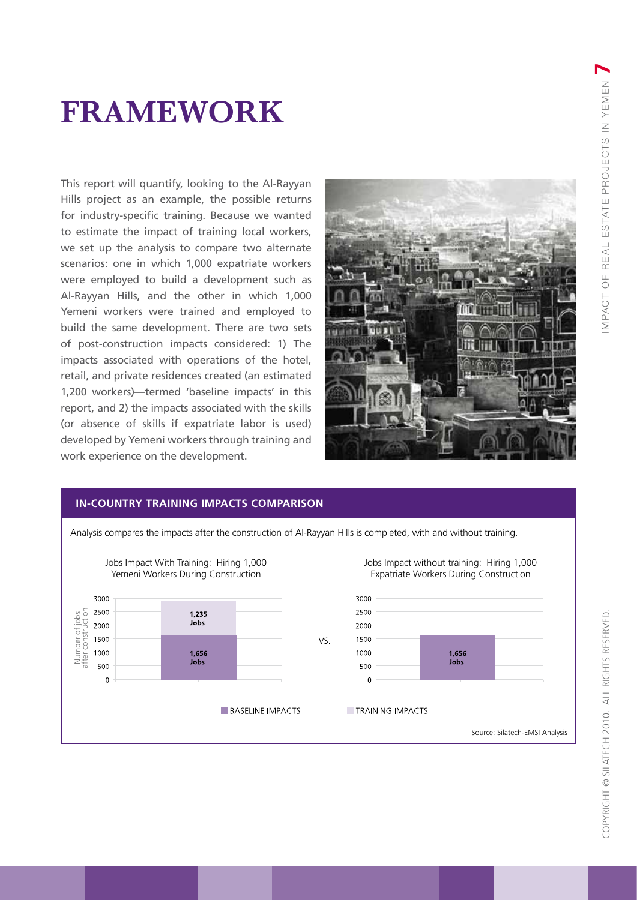# FRAMEWORK

This report will quantify, looking to the Al-Rayyan Hills project as an example, the possible returns for industry-specific training. Because we wanted to estimate the impact of training local workers, we set up the analysis to compare two alternate scenarios: one in which 1,000 expatriate workers were employed to build a development such as Al-Rayyan Hills, and the other in which 1,000 Yemeni workers were trained and employed to build the same development. There are two sets of post-construction impacts considered: 1) The impacts associated with operations of the hotel, retail, and private residences created (an estimated 1,200 workers)—termed 'baseline impacts' in this report, and 2) the impacts associated with the skills (or absence of skills if expatriate labor is used) developed by Yemeni workers through training and work experience on the development.

## IN-COUNTRY TRAINING IMPACTS COMPARISON

Analysis compares the impacts after the construction of Al-Rayyan Hills is completed, with and without training.

**Jobs Impact With Training: Hiring 1,000 Yemeni Workers During Construction**

| Number of jobs after construction | Jobs |
| --- | --- |
| Baseline Impacts | 1,656 Jobs |
| Training Impacts | 1,235 Jobs |

VS.

**Jobs Impact without training: Hiring 1,000 Expatriate Workers During Construction**

| Number of jobs after construction | Jobs |
| --- | --- |
| Baseline Impacts | 1,656 Jobs |

BASELINE IMPACTS    TRAINING IMPACTS

Source: Silatech-EMSI Analysis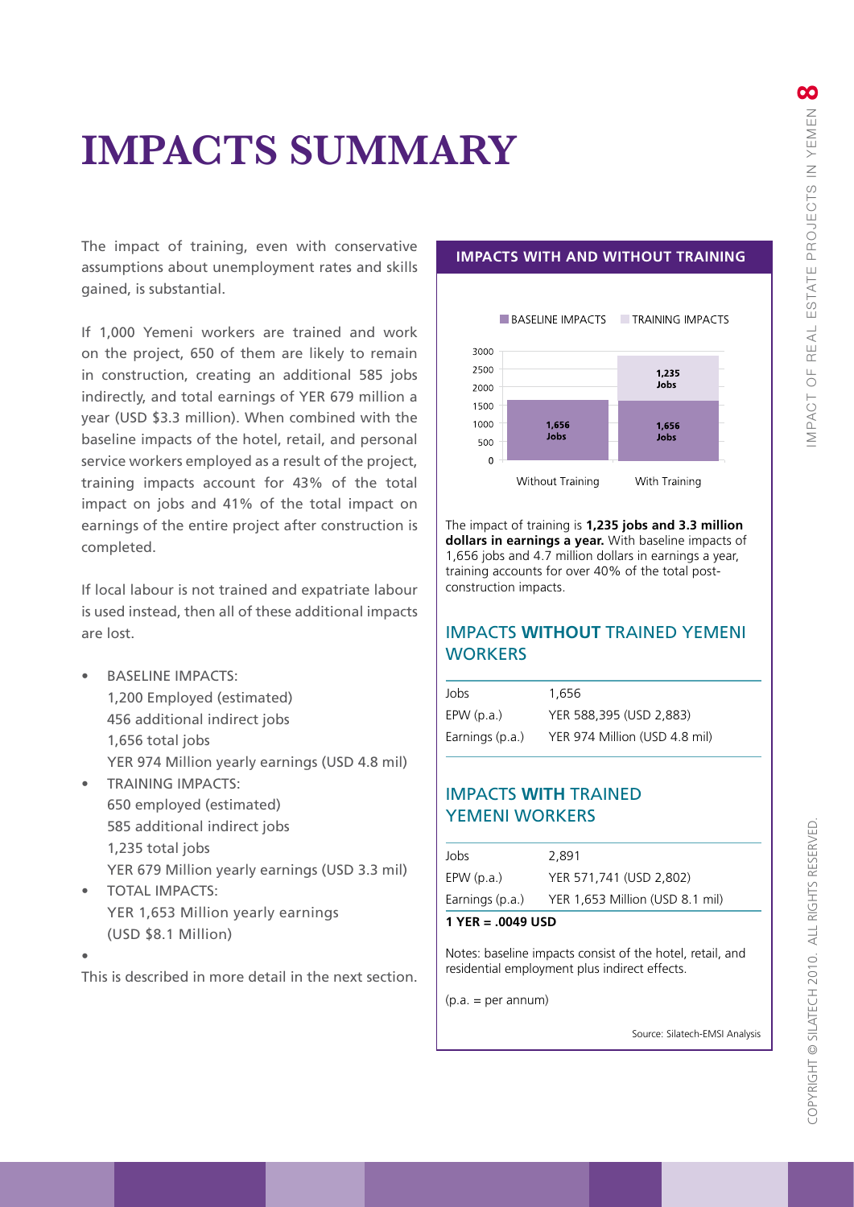# IMPACTS SUMMARY

The impact of training, even with conservative assumptions about unemployment rates and skills gained, is substantial.

If 1,000 Yemeni workers are trained and work on the project, 650 of them are likely to remain in construction, creating an additional 585 jobs indirectly, and total earnings of YER 679 million a year (USD $3.3 million). When combined with the baseline impacts of the hotel, retail, and personal service workers employed as a result of the project, training impacts account for 43% of the total impact on jobs and 41% of the total impact on earnings of the entire project after construction is completed.

If local labour is not trained and expatriate labour is used instead, then all of these additional impacts are lost.

- BASELINE IMPACTS:
  1,200 Employed (estimated)
  456 additional indirect jobs
  1,656 total jobs
  YER 974 Million yearly earnings (USD 4.8 mil)
- TRAINING IMPACTS:
  650 employed (estimated)
  585 additional indirect jobs
  1,235 total jobs
  YER 679 Million yearly earnings (USD 3.3 mil)
- TOTAL IMPACTS:
  YER 1,653 Million yearly earnings
  (USD $8.1 Million)

This is described in more detail in the next section.

### IMPACTS WITH AND WITHOUT TRAINING

| | Without Training | With Training |
|---|---|---|
| Baseline Impacts | 1,656 Jobs | 1,656 Jobs |
| Training Impacts | | 1,235 Jobs |

The impact of training is **1,235 jobs and 3.3 million dollars in earnings a year.** With baseline impacts of 1,656 jobs and 4.7 million dollars in earnings a year, training accounts for over 40% of the total post-construction impacts.

### IMPACTS **WITHOUT** TRAINED YEMENI WORKERS

| | |
|---|---|
| Jobs | 1,656 |
| EPW (p.a.) | YER 588,395 (USD 2,883) |
| Earnings (p.a.) | YER 974 Million (USD 4.8 mil) |

### IMPACTS **WITH** TRAINED YEMENI WORKERS

| | |
|---|---|
| Jobs | 2,891 |
| EPW (p.a.) | YER 571,741 (USD 2,802) |
| Earnings (p.a.) | YER 1,653 Million (USD 8.1 mil) |

**1 YER = .0049 USD**

Notes: baseline impacts consist of the hotel, retail, and residential employment plus indirect effects.

(p.a. = per annum)

Source: Silatech-EMSI Analysis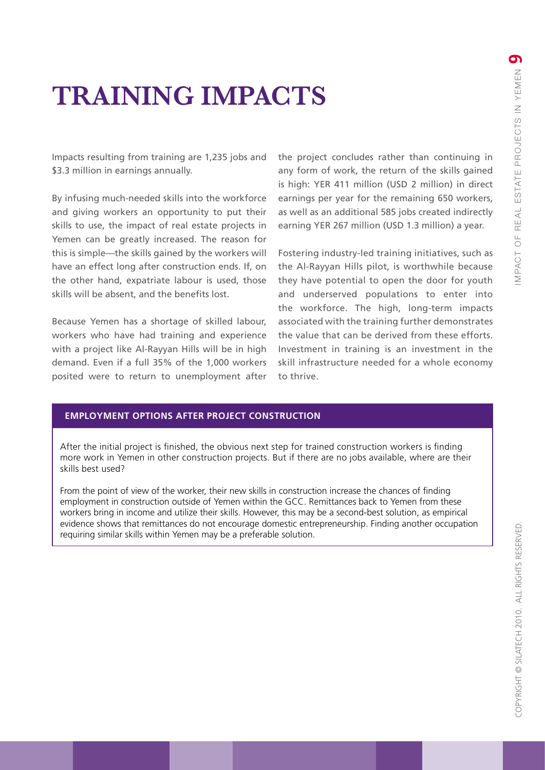# TRAINING IMPACTS

Impacts resulting from training are 1,235 jobs and $3.3 million in earnings annually.

By infusing much-needed skills into the workforce and giving workers an opportunity to put their skills to use, the impact of real estate projects in Yemen can be greatly increased. The reason for this is simple—the skills gained by the workers will have an effect long after construction ends. If, on the other hand, expatriate labour is used, those skills will be absent, and the benefits lost.

Because Yemen has a shortage of skilled labour, workers who have had training and experience with a project like Al-Rayyan Hills will be in high demand. Even if a full 35% of the 1,000 workers posited were to return to unemployment after the project concludes rather than continuing in any form of work, the return of the skills gained is high: YER 411 million (USD 2 million) in direct earnings per year for the remaining 650 workers, as well as an additional 585 jobs created indirectly earning YER 267 million (USD 1.3 million) a year.

Fostering industry-led training initiatives, such as the Al-Rayyan Hills pilot, is worthwhile because they have potential to open the door for youth and underserved populations to enter into the workforce. The high, long-term impacts associated with the training further demonstrates the value that can be derived from these efforts. Investment in training is an investment in the skill infrastructure needed for a whole economy to thrive.

### EMPLOYMENT OPTIONS AFTER PROJECT CONSTRUCTION

After the initial project is finished, the obvious next step for trained construction workers is finding more work in Yemen in other construction projects. But if there are no jobs available, where are their skills best used?

From the point of view of the worker, their new skills in construction increase the chances of finding employment in construction outside of Yemen within the GCC. Remittances back to Yemen from these workers bring in income and utilize their skills. However, this may be a second-best solution, as empirical evidence shows that remittances do not encourage domestic entrepreneurship. Finding another occupation requiring similar skills within Yemen may be a preferable solution.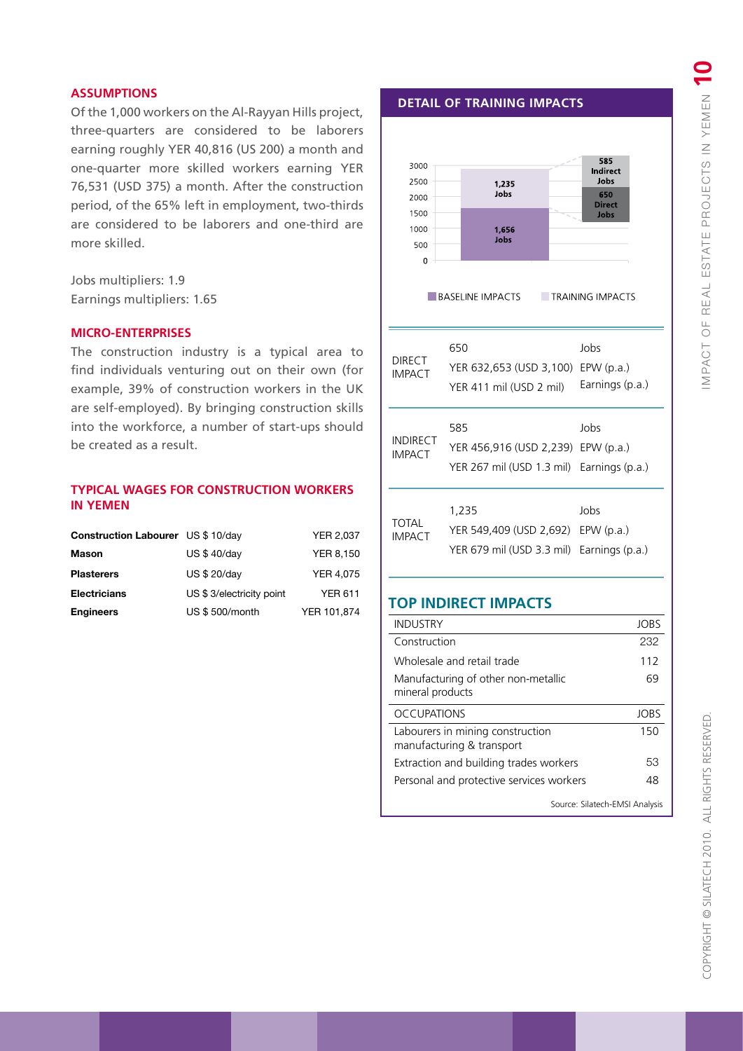## ASSUMPTIONS

Of the 1,000 workers on the Al-Rayyan Hills project, three-quarters are considered to be laborers earning roughly YER 40,816 (US 200) a month and one-quarter more skilled workers earning YER 76,531 (USD 375) a month. After the construction period, of the 65% left in employment, two-thirds are considered to be laborers and one-third are more skilled.

Jobs multipliers: 1.9
Earnings multipliers: 1.65

## MICRO-ENTERPRISES

The construction industry is a typical area to find individuals venturing out on their own (for example, 39% of construction workers in the UK are self-employed). By bringing construction skills into the workforce, a number of start-ups should be created as a result.

## TYPICAL WAGES FOR CONSTRUCTION WORKERS IN YEMEN

| | | |
|---|---|---|
| **Construction Labourer** | US $ 10/day | YER 2,037 |
| **Mason** | US $ 40/day | YER 8,150 |
| **Plasterers** | US $ 20/day | YER 4,075 |
| **Electricians** | US $ 3/electricity point | YER 611 |
| **Engineers** | US $ 500/month | YER 101,874 |

## DETAIL OF TRAINING IMPACTS

Chart: BASELINE IMPACTS: 1,656 Jobs; TRAINING IMPACTS: 1,235 Jobs (650 Direct Jobs, 585 Indirect Jobs)

| | | |
|---|---|---|
| DIRECT IMPACT | 650 | Jobs |
| | YER 632,653 (USD 3,100) | EPW (p.a.) |
| | YER 411 mil (USD 2 mil) | Earnings (p.a.) |
| INDIRECT IMPACT | 585 | Jobs |
| | YER 456,916 (USD 2,239) | EPW (p.a.) |
| | YER 267 mil (USD 1.3 mil) | Earnings (p.a.) |
| TOTAL IMPACT | 1,235 | Jobs |
| | YER 549,409 (USD 2,692) | EPW (p.a.) |
| | YER 679 mil (USD 3.3 mil) | Earnings (p.a.) |

## TOP INDIRECT IMPACTS

| INDUSTRY | JOBS |
|---|---|
| Construction | 232 |
| Wholesale and retail trade | 112 |
| Manufacturing of other non-metallic mineral products | 69 |

| OCCUPATIONS | JOBS |
|---|---|
| Labourers in mining construction manufacturing & transport | 150 |
| Extraction and building trades workers | 53 |
| Personal and protective services workers | 48 |

Source: Silatech-EMSI Analysis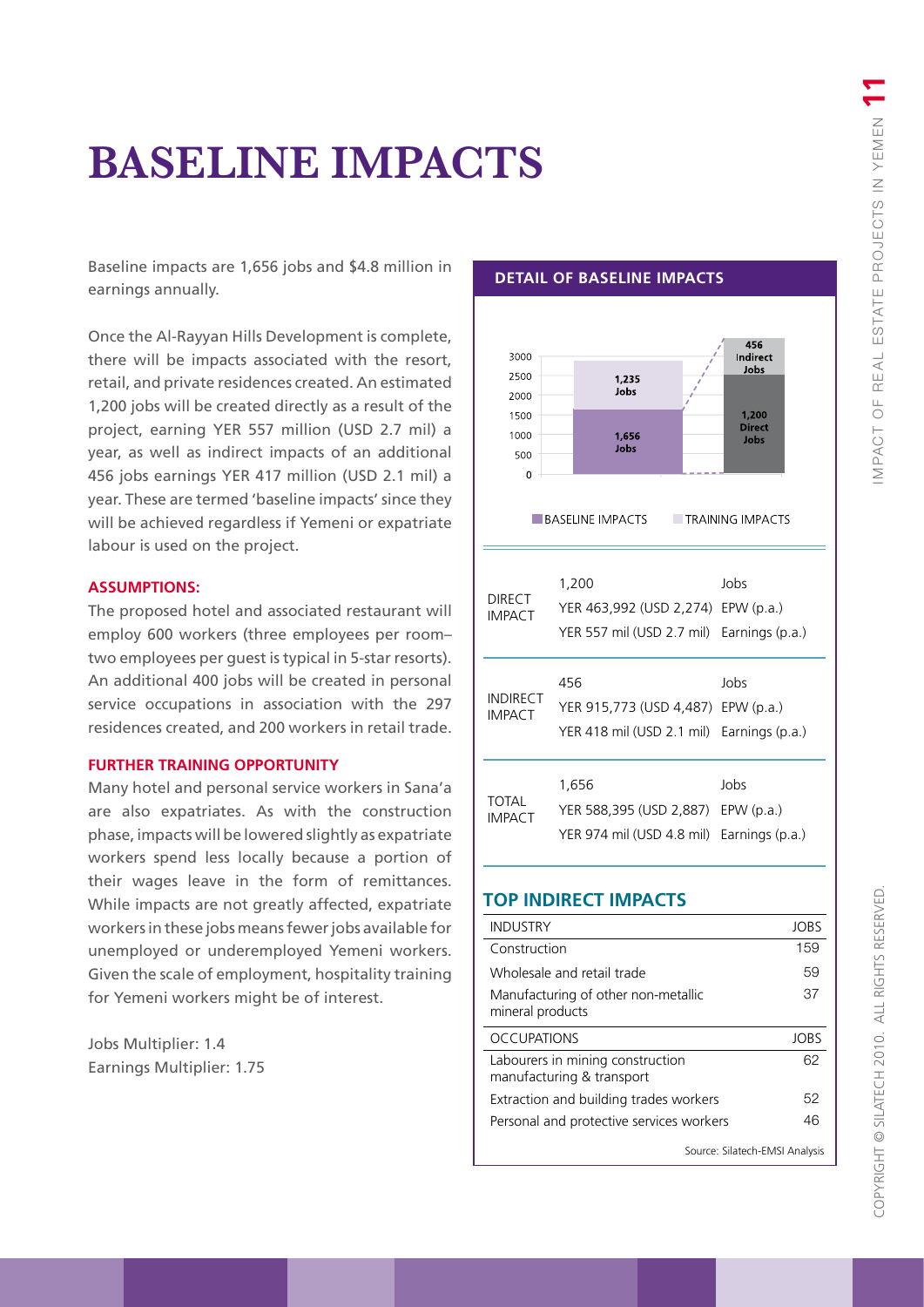# BASELINE IMPACTS

Baseline impacts are 1,656 jobs and $4.8 million in earnings annually.

Once the Al-Rayyan Hills Development is complete, there will be impacts associated with the resort, retail, and private residences created. An estimated 1,200 jobs will be created directly as a result of the project, earning YER 557 million (USD 2.7 mil) a year, as well as indirect impacts of an additional 456 jobs earnings YER 417 million (USD 2.1 mil) a year. These are termed 'baseline impacts' since they will be achieved regardless if Yemeni or expatriate labour is used on the project.

### ASSUMPTIONS:

The proposed hotel and associated restaurant will employ 600 workers (three employees per room– two employees per guest is typical in 5-star resorts). An additional 400 jobs will be created in personal service occupations in association with the 297 residences created, and 200 workers in retail trade.

### FURTHER TRAINING OPPORTUNITY

Many hotel and personal service workers in Sana'a are also expatriates. As with the construction phase, impacts will be lowered slightly as expatriate workers spend less locally because a portion of their wages leave in the form of remittances. While impacts are not greatly affected, expatriate workers in these jobs means fewer jobs available for unemployed or underemployed Yemeni workers. Given the scale of employment, hospitality training for Yemeni workers might be of interest.

Jobs Multiplier: 1.4

Earnings Multiplier: 1.75

## DETAIL OF BASELINE IMPACTS

| | Baseline Impacts | Training Impacts |
|---|---|---|
| Jobs | 1,656 | 1,235 |
| Breakdown | 1,200 Direct Jobs | 456 Indirect Jobs |

| | | |
|---|---|---|
| DIRECT IMPACT | 1,200 | Jobs |
| | YER 463,992 (USD 2,274) | EPW (p.a.) |
| | YER 557 mil (USD 2.7 mil) | Earnings (p.a.) |
| INDIRECT IMPACT | 456 | Jobs |
| | YER 915,773 (USD 4,487) | EPW (p.a.) |
| | YER 418 mil (USD 2.1 mil) | Earnings (p.a.) |
| TOTAL IMPACT | 1,656 | Jobs |
| | YER 588,395 (USD 2,887) | EPW (p.a.) |
| | YER 974 mil (USD 4.8 mil) | Earnings (p.a.) |

## TOP INDIRECT IMPACTS

| INDUSTRY | JOBS |
|---|---|
| Construction | 159 |
| Wholesale and retail trade | 59 |
| Manufacturing of other non-metallic mineral products | 37 |

| OCCUPATIONS | JOBS |
|---|---|
| Labourers in mining construction manufacturing & transport | 62 |
| Extraction and building trades workers | 52 |
| Personal and protective services workers | 46 |

Source: Silatech-EMSI Analysis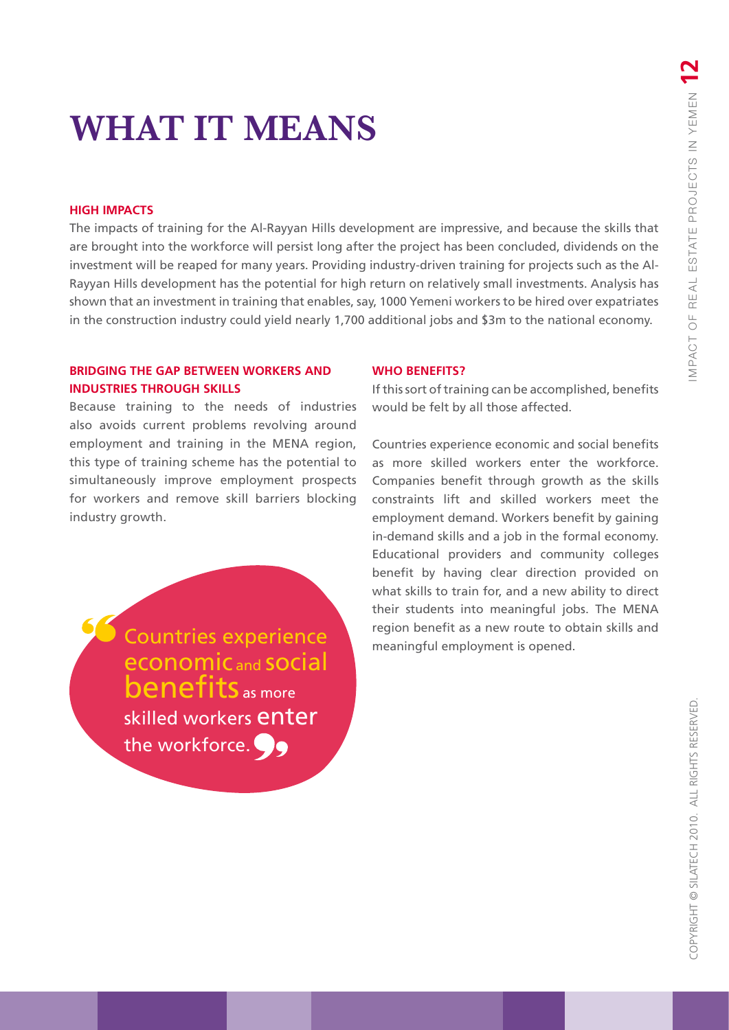# WHAT IT MEANS

### HIGH IMPACTS

The impacts of training for the Al-Rayyan Hills development are impressive, and because the skills that are brought into the workforce will persist long after the project has been concluded, dividends on the investment will be reaped for many years. Providing industry-driven training for projects such as the Al-Rayyan Hills development has the potential for high return on relatively small investments. Analysis has shown that an investment in training that enables, say, 1000 Yemeni workers to be hired over expatriates in the construction industry could yield nearly 1,700 additional jobs and $3m to the national economy.

### BRIDGING THE GAP BETWEEN WORKERS AND INDUSTRIES THROUGH SKILLS

Because training to the needs of industries also avoids current problems revolving around employment and training in the MENA region, this type of training scheme has the potential to simultaneously improve employment prospects for workers and remove skill barriers blocking industry growth.

> "Countries experience economic and social benefits as more skilled workers enter the workforce."

### WHO BENEFITS?

If this sort of training can be accomplished, benefits would be felt by all those affected.

Countries experience economic and social benefits as more skilled workers enter the workforce. Companies benefit through growth as the skills constraints lift and skilled workers meet the employment demand. Workers benefit by gaining in-demand skills and a job in the formal economy. Educational providers and community colleges benefit by having clear direction provided on what skills to train for, and a new ability to direct their students into meaningful jobs. The MENA region benefit as a new route to obtain skills and meaningful employment is opened.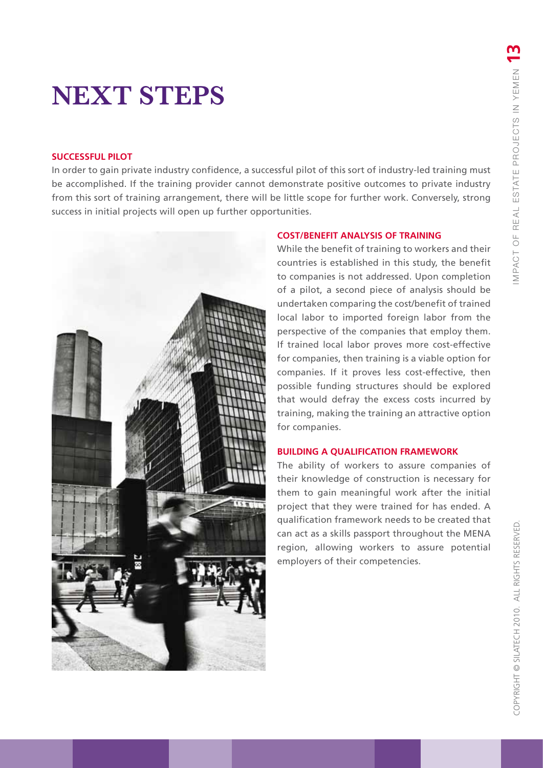# NEXT STEPS

## SUCCESSFUL PILOT

In order to gain private industry confidence, a successful pilot of this sort of industry-led training must be accomplished. If the training provider cannot demonstrate positive outcomes to private industry from this sort of training arrangement, there will be little scope for further work. Conversely, strong success in initial projects will open up further opportunities.

## COST/BENEFIT ANALYSIS OF TRAINING

While the benefit of training to workers and their countries is established in this study, the benefit to companies is not addressed. Upon completion of a pilot, a second piece of analysis should be undertaken comparing the cost/benefit of trained local labor to imported foreign labor from the perspective of the companies that employ them. If trained local labor proves more cost-effective for companies, then training is a viable option for companies. If it proves less cost-effective, then possible funding structures should be explored that would defray the excess costs incurred by training, making the training an attractive option for companies.

## BUILDING A QUALIFICATION FRAMEWORK

The ability of workers to assure companies of their knowledge of construction is necessary for them to gain meaningful work after the initial project that they were trained for has ended. A qualification framework needs to be created that can act as a skills passport throughout the MENA region, allowing workers to assure potential employers of their competencies.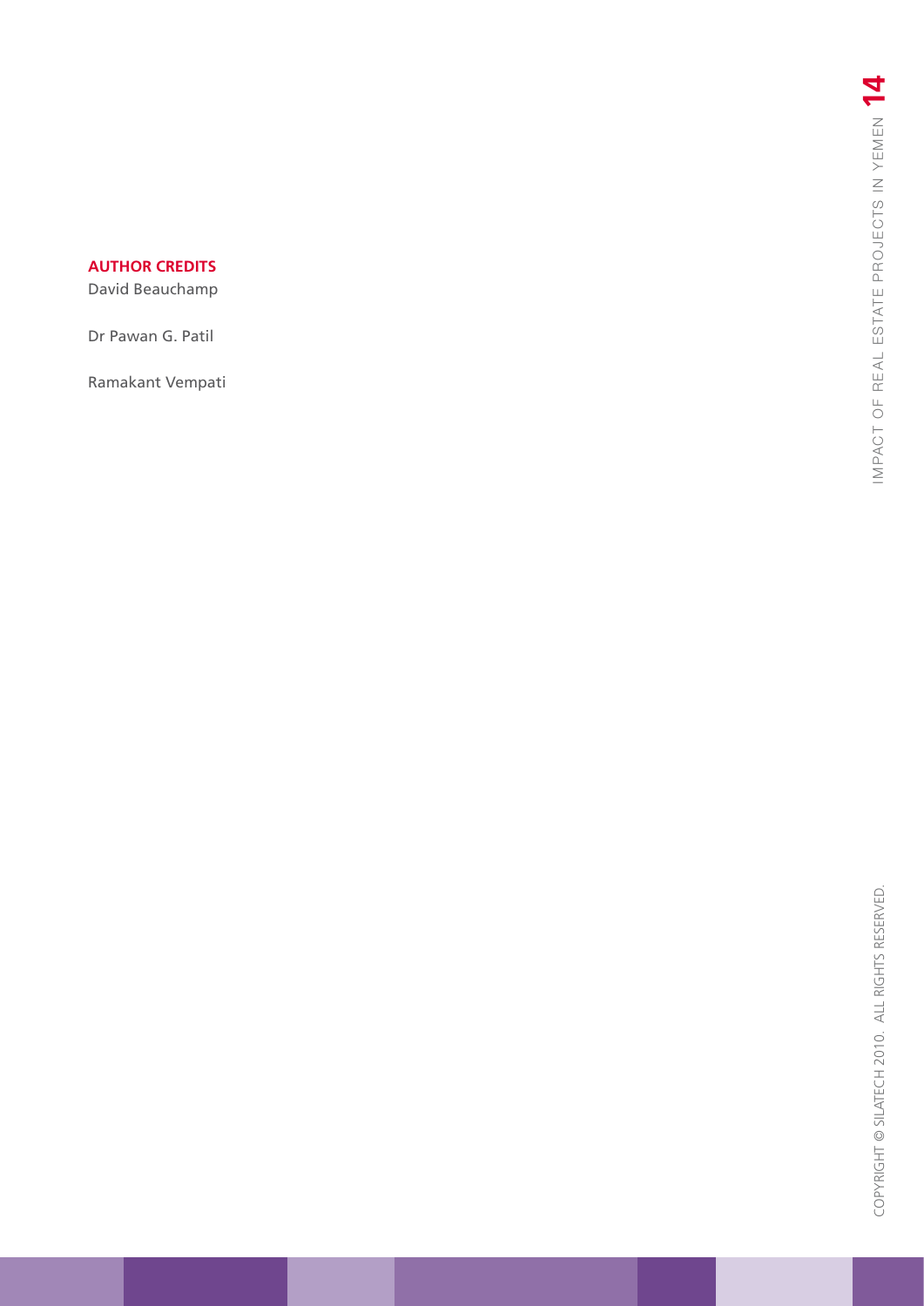**AUTHOR CREDITS**

David Beauchamp

Dr Pawan G. Patil

Ramakant Vempati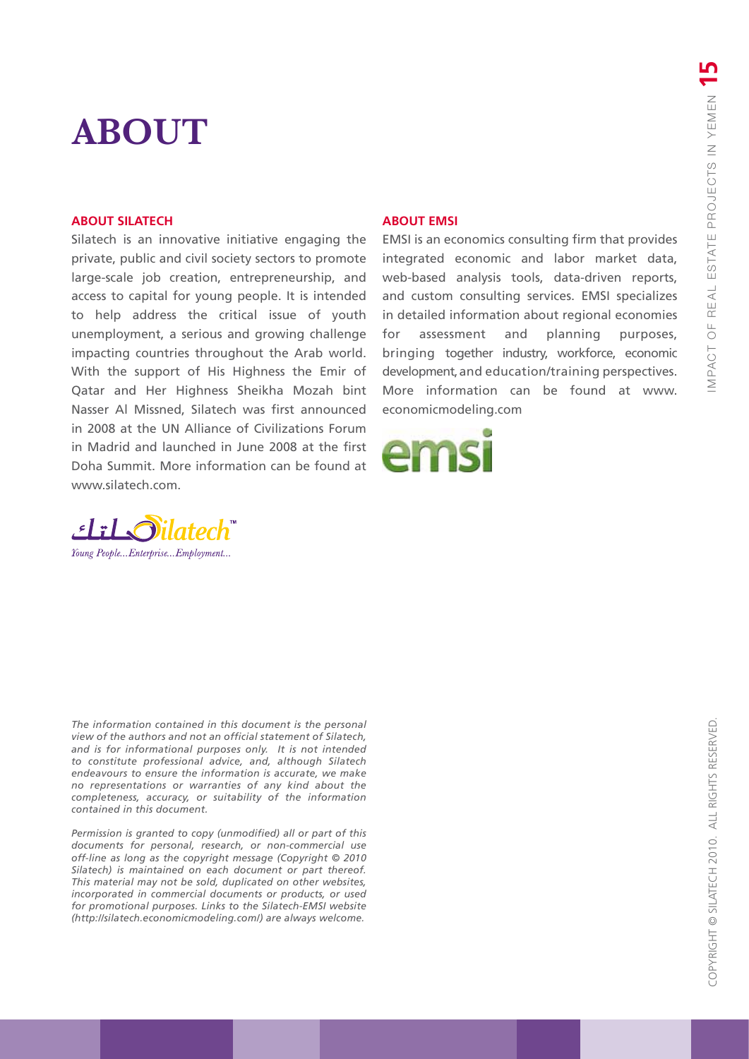# ABOUT

### ABOUT SILATECH

Silatech is an innovative initiative engaging the private, public and civil society sectors to promote large-scale job creation, entrepreneurship, and access to capital for young people. It is intended to help address the critical issue of youth unemployment, a serious and growing challenge impacting countries throughout the Arab world. With the support of His Highness the Emir of Qatar and Her Highness Sheikha Mozah bint Nasser Al Missned, Silatech was first announced in 2008 at the UN Alliance of Civilizations Forum in Madrid and launched in June 2008 at the first Doha Summit. More information can be found at www.silatech.com.

*Young People...Enterprise...Employment...*

### ABOUT EMSI

EMSI is an economics consulting firm that provides integrated economic and labor market data, web-based analysis tools, data-driven reports, and custom consulting services. EMSI specializes in detailed information about regional economies for assessment and planning purposes, bringing together industry, workforce, economic development, and education/training perspectives. More information can be found at www.economicmodeling.com

*The information contained in this document is the personal view of the authors and not an official statement of Silatech, and is for informational purposes only. It is not intended to constitute professional advice, and, although Silatech endeavours to ensure the information is accurate, we make no representations or warranties of any kind about the completeness, accuracy, or suitability of the information contained in this document.*

*Permission is granted to copy (unmodified) all or part of this documents for personal, research, or non-commercial use off-line as long as the copyright message (Copyright © 2010 Silatech) is maintained on each document or part thereof. This material may not be sold, duplicated on other websites, incorporated in commercial documents or products, or used for promotional purposes. Links to the Silatech-EMSI website (http://silatech.economicmodeling.com/) are always welcome.*

COPYRIGHT © SILATECH 2010. ALL RIGHTS RESERVED.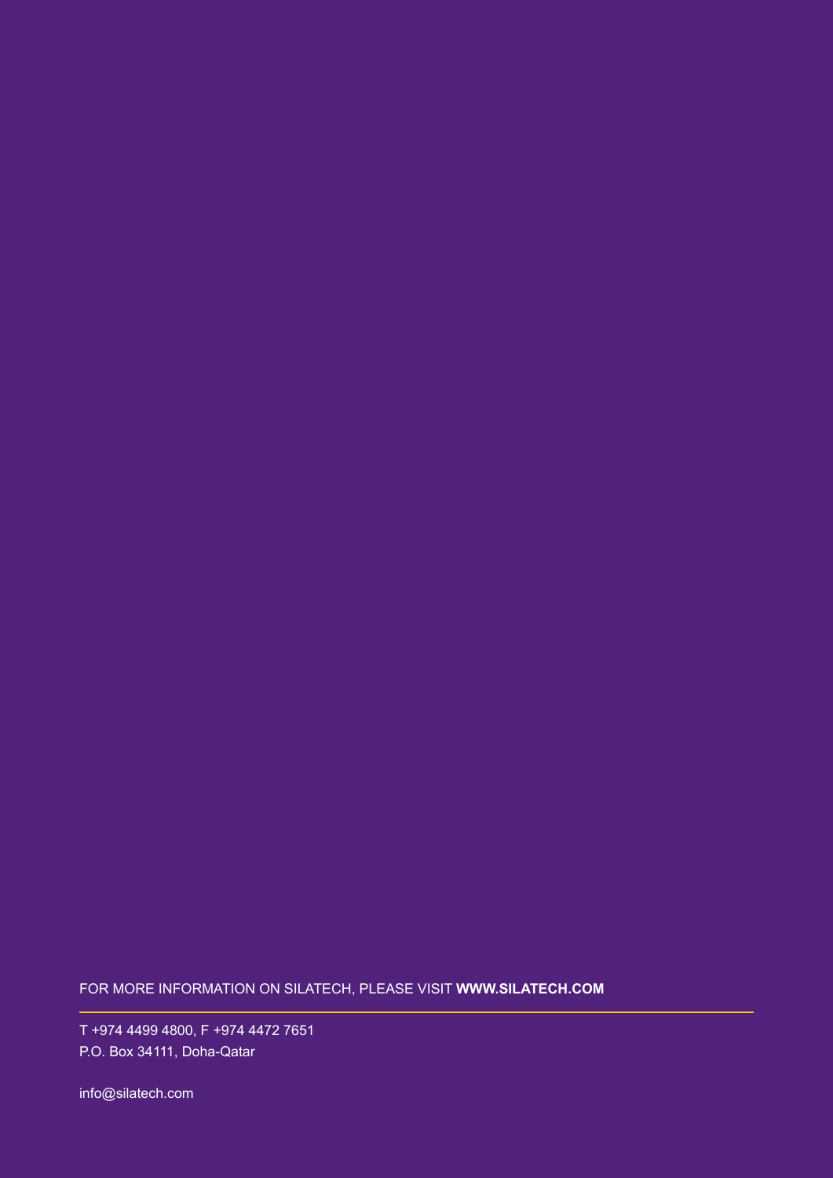FOR MORE INFORMATION ON SILATECH, PLEASE VISIT **WWW.SILATECH.COM**

---

T +974 4499 4800, F +974 4472 7651
P.O. Box 34111, Doha-Qatar

info@silatech.com